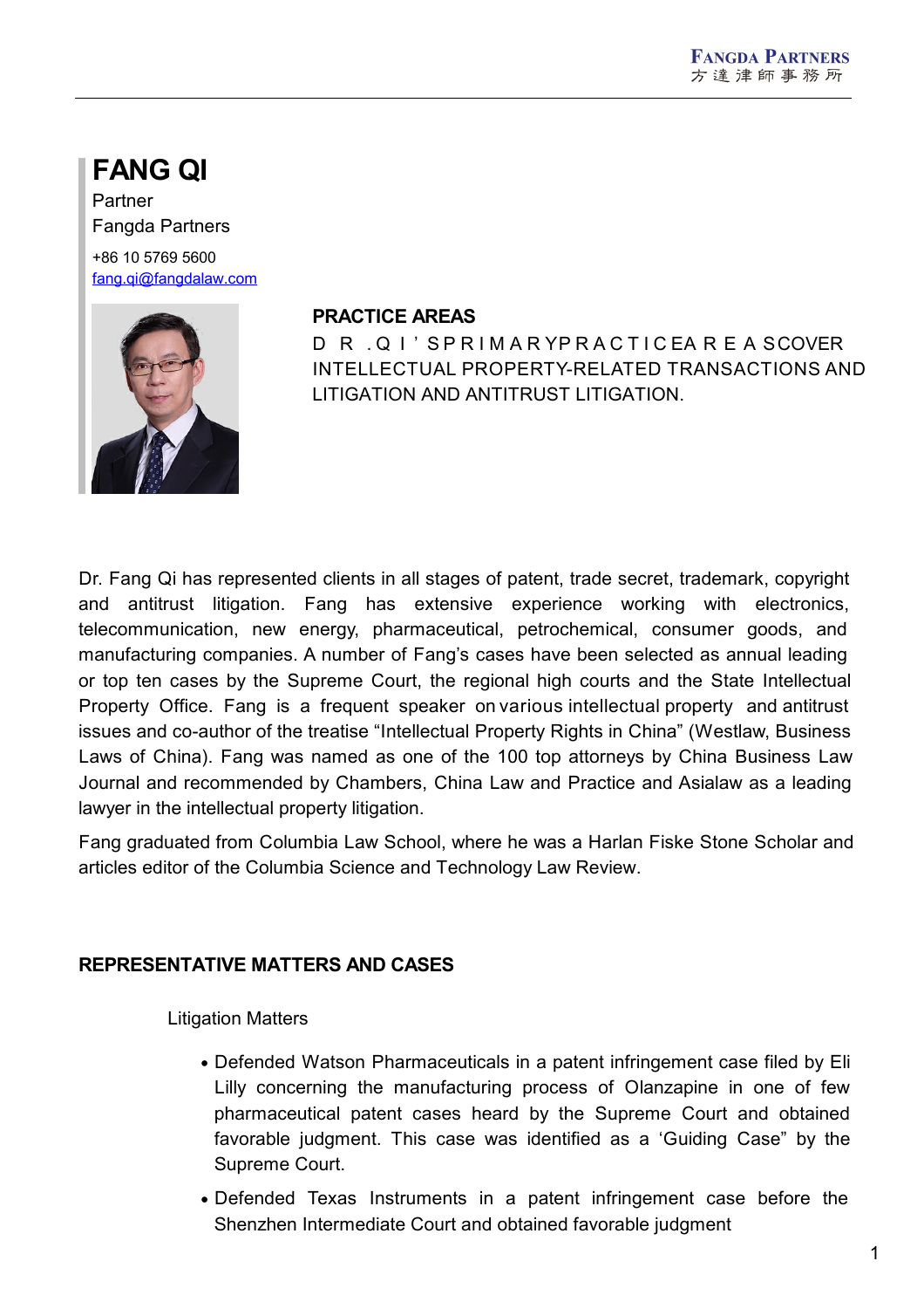# FANG QI

Partner

Fangda Partners

+86 10 5769 5600

fang.qi@fangdalaw.com

## PRACTICE AREAS

DR. QI'S PRIMARY PRACTICE AREAS COVER INTELLECTUAL PROPERTY-RELATED TRANSACTIONS AND LITIGATION AND ANTITRUST LITIGATION.

Dr. Fang Qi has represented clients in all stages of patent, trade secret, trademark, copyright and antitrust litigation. Fang has extensive experience working with electronics, telecommunication, new energy, pharmaceutical, petrochemical, consumer goods, and manufacturing companies. A number of Fang's cases have been selected as annual leading or top ten cases by the Supreme Court, the regional high courts and the State Intellectual Property Office. Fang is a frequent speaker on various intellectual property and antitrust issues and co-author of the treatise "Intellectual Property Rights in China" (Westlaw, Business Laws of China). Fang was named as one of the 100 top attorneys by China Business Law Journal and recommended by Chambers, China Law and Practice and Asialaw as a leading lawyer in the intellectual property litigation.

Fang graduated from Columbia Law School, where he was a Harlan Fiske Stone Scholar and articles editor of the Columbia Science and Technology Law Review.

## REPRESENTATIVE MATTERS AND CASES

Litigation Matters

- Defended Watson Pharmaceuticals in a patent infringement case filed by Eli Lilly concerning the manufacturing process of Olanzapine in one of few pharmaceutical patent cases heard by the Supreme Court and obtained favorable judgment. This case was identified as a 'Guiding Case" by the Supreme Court.
- Defended Texas Instruments in a patent infringement case before the Shenzhen Intermediate Court and obtained favorable judgment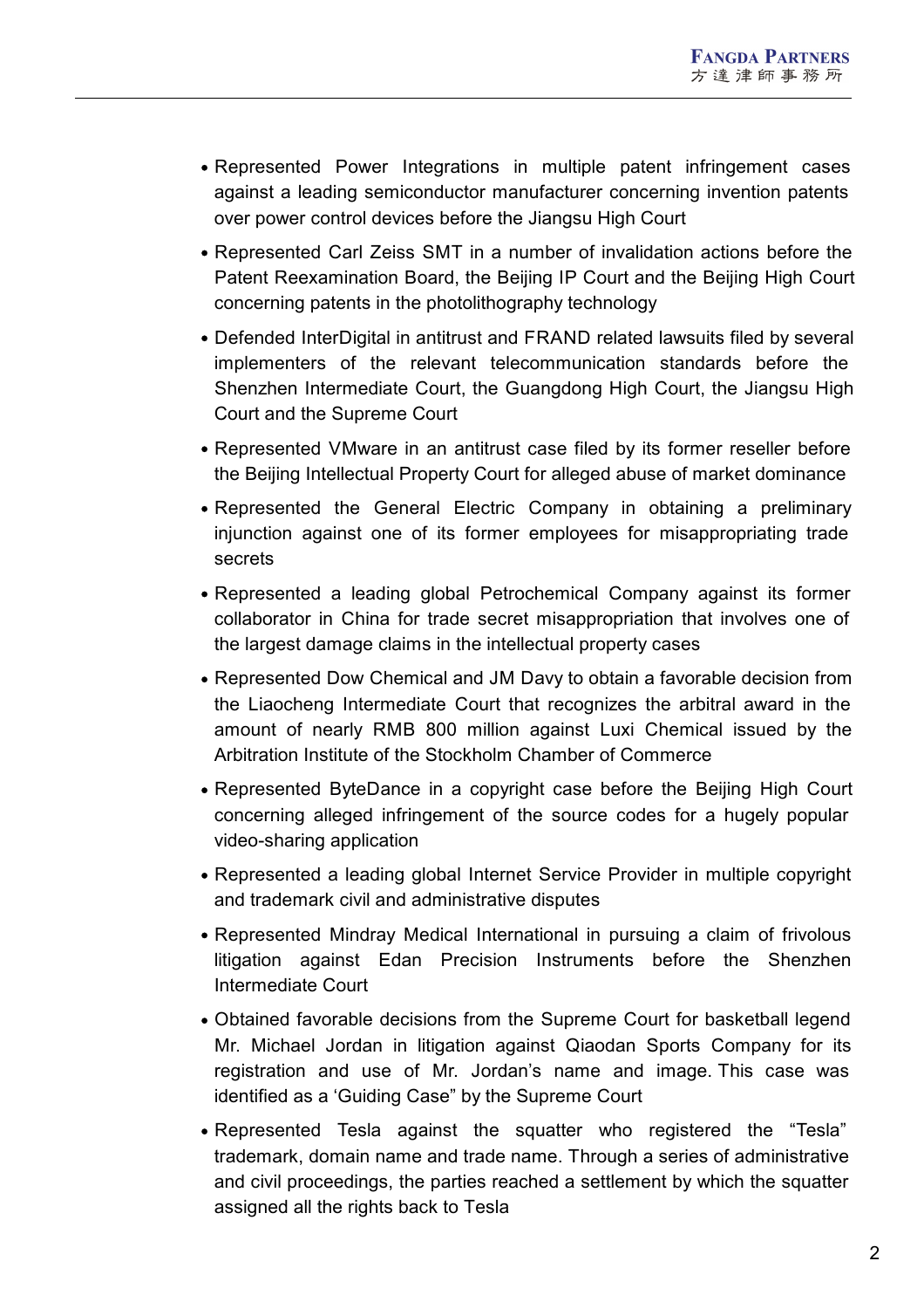- Represented Power Integrations in multiple patent infringement cases against a leading semiconductor manufacturer concerning invention patents over power control devices before the Jiangsu High Court
- Represented Carl Zeiss SMT in a number of invalidation actions before the Patent Reexamination Board, the Beijing IP Court and the Beijing High Court concerning patents in the photolithography technology
- Defended InterDigital in antitrust and FRAND related lawsuits filed by several implementers of the relevant telecommunication standards before the Shenzhen Intermediate Court, the Guangdong High Court, the Jiangsu High Court and the Supreme Court
- Represented VMware in an antitrust case filed by its former reseller before the Beijing Intellectual Property Court for alleged abuse of market dominance
- Represented the General Electric Company in obtaining a preliminary injunction against one of its former employees for misappropriating trade secrets
- Represented a leading global Petrochemical Company against its former collaborator in China for trade secret misappropriation that involves one of the largest damage claims in the intellectual property cases
- Represented Dow Chemical and JM Davy to obtain a favorable decision from the Liaocheng Intermediate Court that recognizes the arbitral award in the amount of nearly RMB 800 million against Luxi Chemical issued by the Arbitration Institute of the Stockholm Chamber of Commerce
- Represented ByteDance in a copyright case before the Beijing High Court concerning alleged infringement of the source codes for a hugely popular video-sharing application
- Represented a leading global Internet Service Provider in multiple copyright and trademark civil and administrative disputes
- Represented Mindray Medical International in pursuing a claim of frivolous litigation against Edan Precision Instruments before the Shenzhen Intermediate Court
- Obtained favorable decisions from the Supreme Court for basketball legend Mr. Michael Jordan in litigation against Qiaodan Sports Company for its registration and use of Mr. Jordan's name and image. This case was identified as a 'Guiding Case" by the Supreme Court
- Represented Tesla against the squatter who registered the "Tesla" trademark, domain name and trade name. Through a series of administrative and civil proceedings, the parties reached a settlement by which the squatter assigned all the rights back to Tesla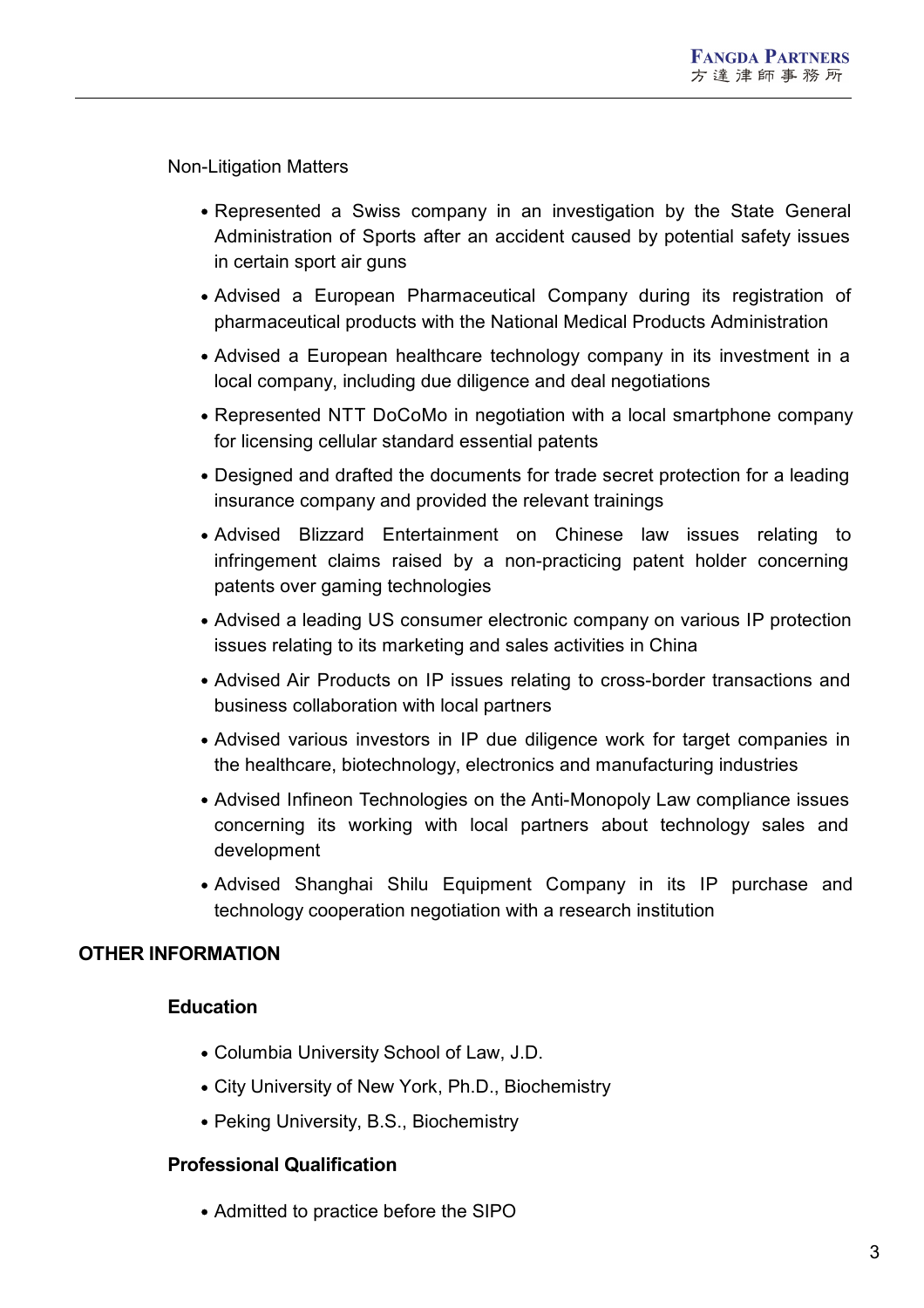Non-Litigation Matters

- Represented a Swiss company in an investigation by the State General Administration of Sports after an accident caused by potential safety issues in certain sport air guns
- Advised a European Pharmaceutical Company during its registration of pharmaceutical products with the National Medical Products Administration
- Advised a European healthcare technology company in its investment in a local company, including due diligence and deal negotiations
- Represented NTT DoCoMo in negotiation with a local smartphone company for licensing cellular standard essential patents
- Designed and drafted the documents for trade secret protection for a leading insurance company and provided the relevant trainings
- Advised Blizzard Entertainment on Chinese law issues relating to infringement claims raised by a non-practicing patent holder concerning patents over gaming technologies
- Advised a leading US consumer electronic company on various IP protection issues relating to its marketing and sales activities in China
- Advised Air Products on IP issues relating to cross-border transactions and business collaboration with local partners
- Advised various investors in IP due diligence work for target companies in the healthcare, biotechnology, electronics and manufacturing industries
- Advised Infineon Technologies on the Anti-Monopoly Law compliance issues concerning its working with local partners about technology sales and development
- Advised Shanghai Shilu Equipment Company in its IP purchase and technology cooperation negotiation with a research institution

## OTHER INFORMATION

### Education

- Columbia University School of Law, J.D.
- City University of New York, Ph.D., Biochemistry
- Peking University, B.S., Biochemistry

### Professional Qualification

- Admitted to practice before the SIPO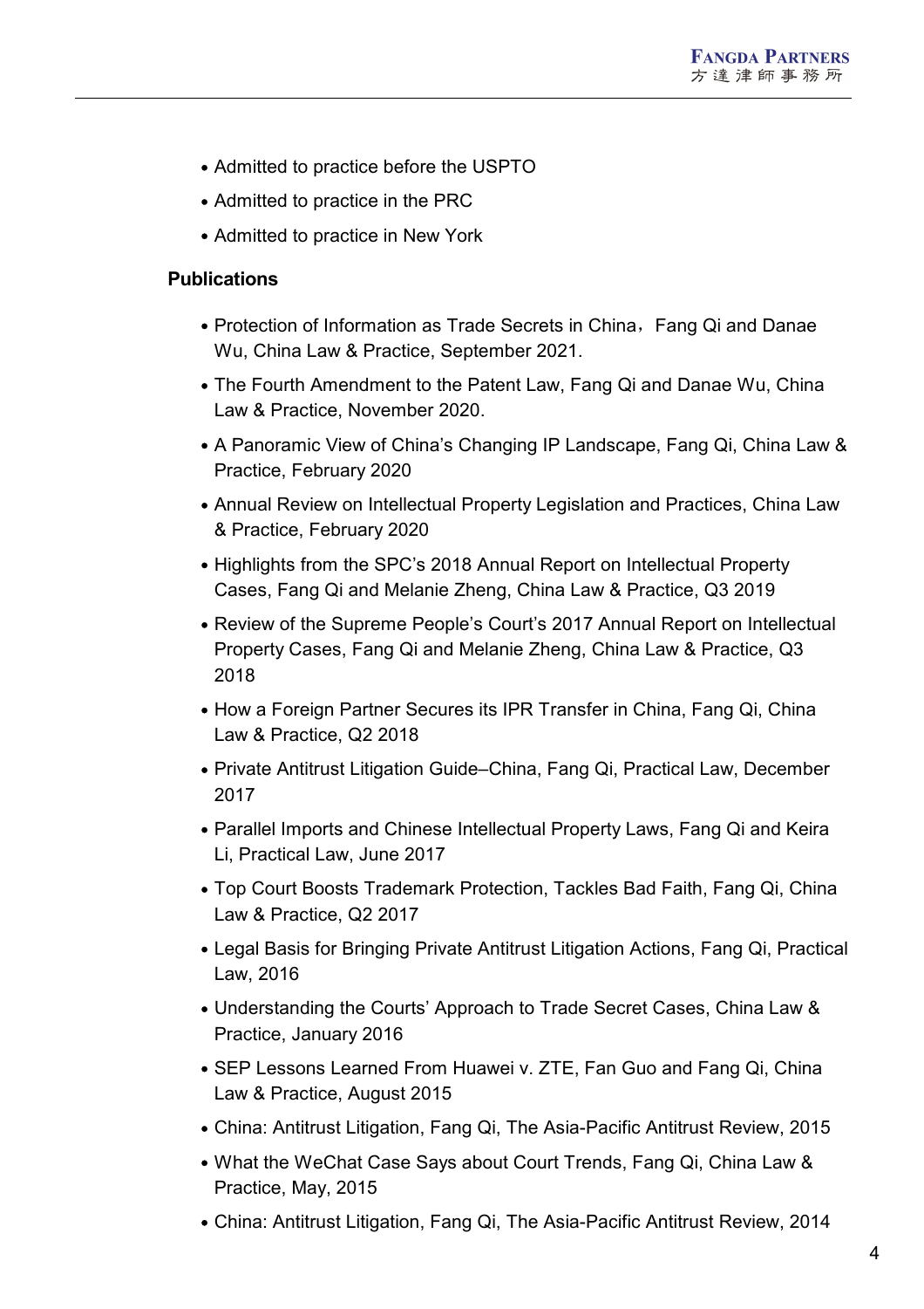- Admitted to practice before the USPTO
- Admitted to practice in the PRC
- Admitted to practice in New York

**Publications**

- Protection of Information as Trade Secrets in China，Fang Qi and Danae Wu, China Law & Practice, September 2021.
- The Fourth Amendment to the Patent Law, Fang Qi and Danae Wu, China Law & Practice, November 2020.
- A Panoramic View of China's Changing IP Landscape, Fang Qi, China Law & Practice, February 2020
- Annual Review on Intellectual Property Legislation and Practices, China Law & Practice, February 2020
- Highlights from the SPC's 2018 Annual Report on Intellectual Property Cases, Fang Qi and Melanie Zheng, China Law & Practice, Q3 2019
- Review of the Supreme People's Court's 2017 Annual Report on Intellectual Property Cases, Fang Qi and Melanie Zheng, China Law & Practice, Q3 2018
- How a Foreign Partner Secures its IPR Transfer in China, Fang Qi, China Law & Practice, Q2 2018
- Private Antitrust Litigation Guide–China, Fang Qi, Practical Law, December 2017
- Parallel Imports and Chinese Intellectual Property Laws, Fang Qi and Keira Li, Practical Law, June 2017
- Top Court Boosts Trademark Protection, Tackles Bad Faith, Fang Qi, China Law & Practice, Q2 2017
- Legal Basis for Bringing Private Antitrust Litigation Actions, Fang Qi, Practical Law, 2016
- Understanding the Courts' Approach to Trade Secret Cases, China Law & Practice, January 2016
- SEP Lessons Learned From Huawei v. ZTE, Fan Guo and Fang Qi, China Law & Practice, August 2015
- China: Antitrust Litigation, Fang Qi, The Asia-Pacific Antitrust Review, 2015
- What the WeChat Case Says about Court Trends, Fang Qi, China Law & Practice, May, 2015
- China: Antitrust Litigation, Fang Qi, The Asia-Pacific Antitrust Review, 2014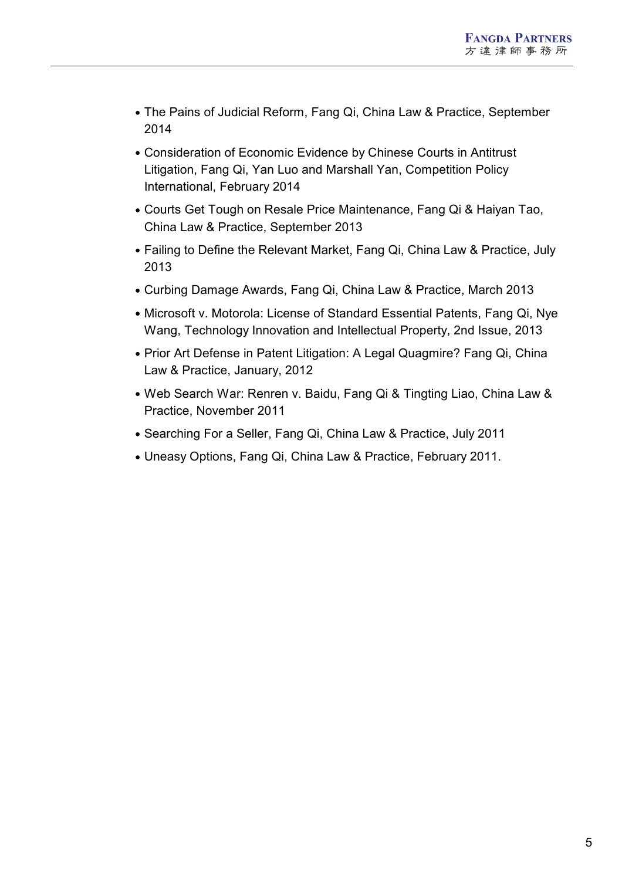- The Pains of Judicial Reform, Fang Qi, China Law & Practice, September 2014
- Consideration of Economic Evidence by Chinese Courts in Antitrust Litigation, Fang Qi, Yan Luo and Marshall Yan, Competition Policy International, February 2014
- Courts Get Tough on Resale Price Maintenance, Fang Qi & Haiyan Tao, China Law & Practice, September 2013
- Failing to Define the Relevant Market, Fang Qi, China Law & Practice, July 2013
- Curbing Damage Awards, Fang Qi, China Law & Practice, March 2013
- Microsoft v. Motorola: License of Standard Essential Patents, Fang Qi, Nye Wang, Technology Innovation and Intellectual Property, 2nd Issue, 2013
- Prior Art Defense in Patent Litigation: A Legal Quagmire? Fang Qi, China Law & Practice, January, 2012
- Web Search War: Renren v. Baidu, Fang Qi & Tingting Liao, China Law & Practice, November 2011
- Searching For a Seller, Fang Qi, China Law & Practice, July 2011
- Uneasy Options, Fang Qi, China Law & Practice, February 2011.